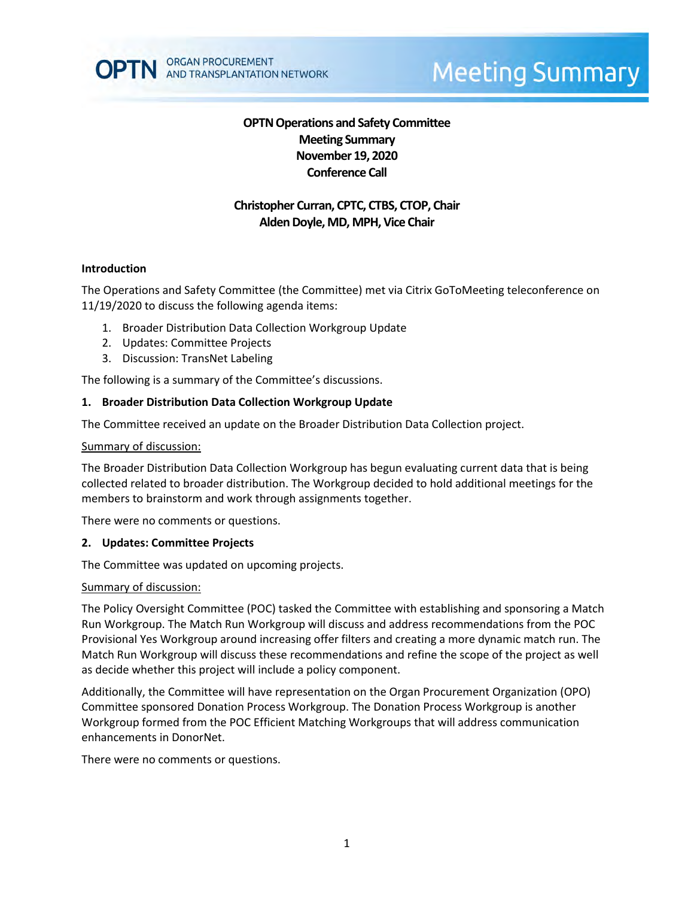# OPTN Operations and Safety Committee
## Meeting Summary
## November 19, 2020
## Conference Call

**Christopher Curran, CPTC, CTBS, CTOP, Chair**
**Alden Doyle, MD, MPH, Vice Chair**

### Introduction

The Operations and Safety Committee (the Committee) met via Citrix GoToMeeting teleconference on 11/19/2020 to discuss the following agenda items:

1. Broader Distribution Data Collection Workgroup Update
2. Updates: Committee Projects
3. Discussion: TransNet Labeling

The following is a summary of the Committee's discussions.

### 1. Broader Distribution Data Collection Workgroup Update

The Committee received an update on the Broader Distribution Data Collection project.

Summary of discussion:

The Broader Distribution Data Collection Workgroup has begun evaluating current data that is being collected related to broader distribution. The Workgroup decided to hold additional meetings for the members to brainstorm and work through assignments together.

There were no comments or questions.

### 2. Updates: Committee Projects

The Committee was updated on upcoming projects.

Summary of discussion:

The Policy Oversight Committee (POC) tasked the Committee with establishing and sponsoring a Match Run Workgroup. The Match Run Workgroup will discuss and address recommendations from the POC Provisional Yes Workgroup around increasing offer filters and creating a more dynamic match run. The Match Run Workgroup will discuss these recommendations and refine the scope of the project as well as decide whether this project will include a policy component.

Additionally, the Committee will have representation on the Organ Procurement Organization (OPO) Committee sponsored Donation Process Workgroup. The Donation Process Workgroup is another Workgroup formed from the POC Efficient Matching Workgroups that will address communication enhancements in DonorNet.

There were no comments or questions.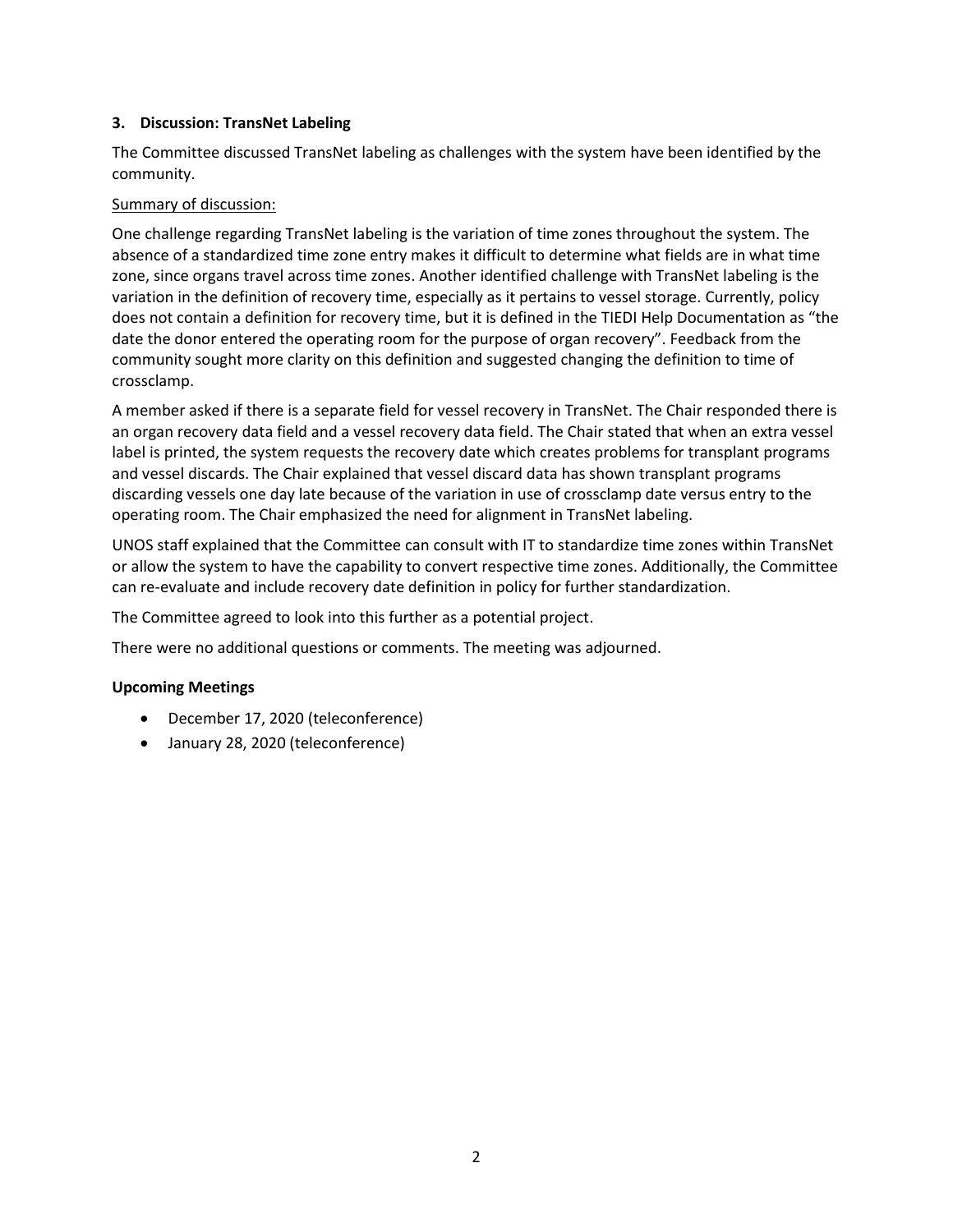### 3. Discussion: TransNet Labeling

The Committee discussed TransNet labeling as challenges with the system have been identified by the community.

Summary of discussion:

One challenge regarding TransNet labeling is the variation of time zones throughout the system. The absence of a standardized time zone entry makes it difficult to determine what fields are in what time zone, since organs travel across time zones. Another identified challenge with TransNet labeling is the variation in the definition of recovery time, especially as it pertains to vessel storage. Currently, policy does not contain a definition for recovery time, but it is defined in the TIEDI Help Documentation as "the date the donor entered the operating room for the purpose of organ recovery". Feedback from the community sought more clarity on this definition and suggested changing the definition to time of crossclamp.

A member asked if there is a separate field for vessel recovery in TransNet. The Chair responded there is an organ recovery data field and a vessel recovery data field. The Chair stated that when an extra vessel label is printed, the system requests the recovery date which creates problems for transplant programs and vessel discards. The Chair explained that vessel discard data has shown transplant programs discarding vessels one day late because of the variation in use of crossclamp date versus entry to the operating room. The Chair emphasized the need for alignment in TransNet labeling.

UNOS staff explained that the Committee can consult with IT to standardize time zones within TransNet or allow the system to have the capability to convert respective time zones. Additionally, the Committee can re-evaluate and include recovery date definition in policy for further standardization.

The Committee agreed to look into this further as a potential project.

There were no additional questions or comments. The meeting was adjourned.

### Upcoming Meetings

- December 17, 2020 (teleconference)
- January 28, 2020 (teleconference)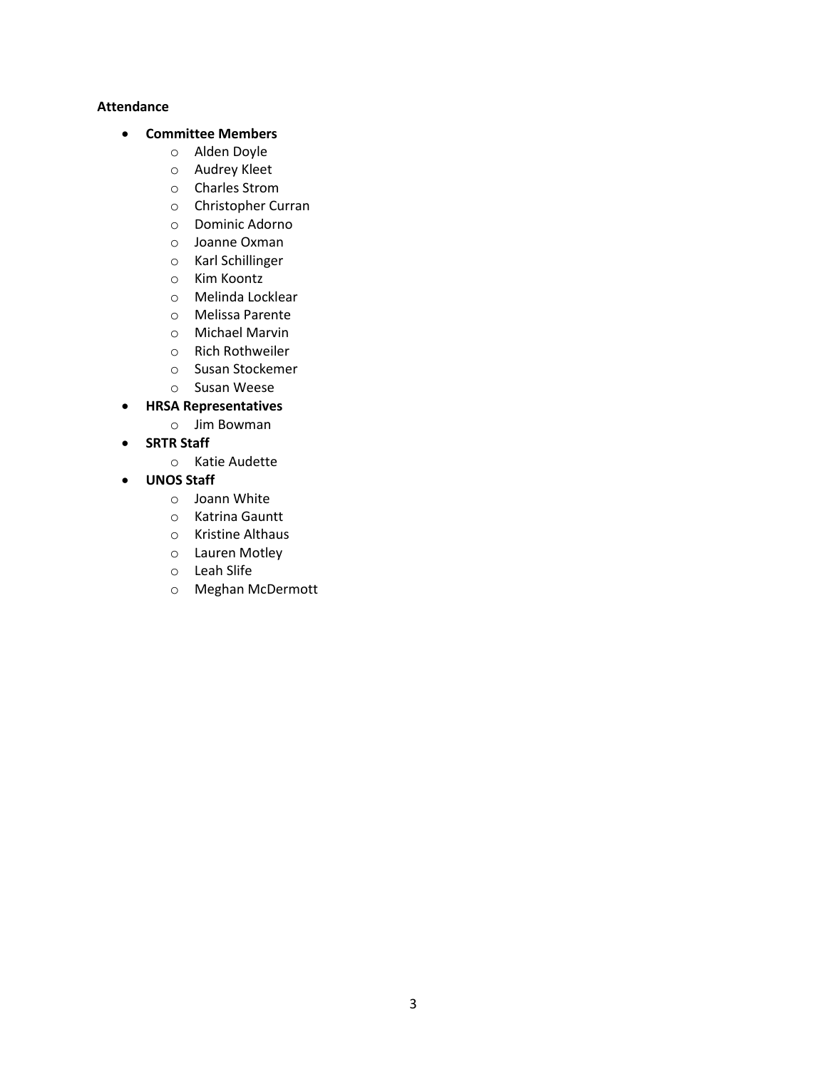**Attendance**

- **Committee Members**
  - Alden Doyle
  - Audrey Kleet
  - Charles Strom
  - Christopher Curran
  - Dominic Adorno
  - Joanne Oxman
  - Karl Schillinger
  - Kim Koontz
  - Melinda Locklear
  - Melissa Parente
  - Michael Marvin
  - Rich Rothweiler
  - Susan Stockemer
  - Susan Weese
- **HRSA Representatives**
  - Jim Bowman
- **SRTR Staff**
  - Katie Audette
- **UNOS Staff**
  - Joann White
  - Katrina Gauntt
  - Kristine Althaus
  - Lauren Motley
  - Leah Slife
  - Meghan McDermott